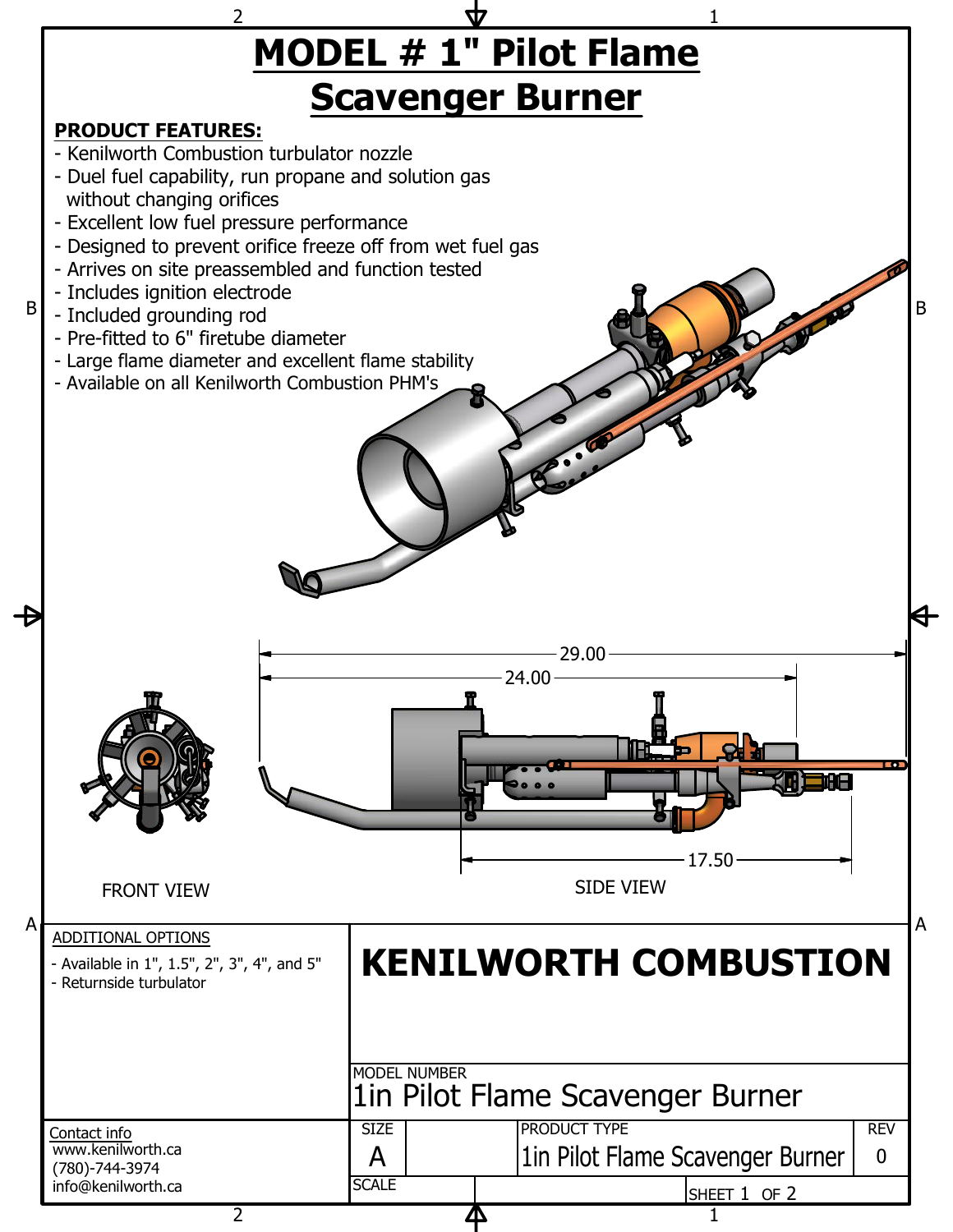# MODEL # 1" Pilot Flame Scavenger Burner

**PRODUCT FEATURES:**

- Kenilworth Combustion turbulator nozzle
- Duel fuel capability, run propane and solution gas without changing orifices
- Excellent low fuel pressure performance
- Designed to prevent orifice freeze off from wet fuel gas
- Arrives on site preassembled and function tested
- Includes ignition electrode
- Included grounding rod
- Pre-fitted to 6" firetube diameter
- Large flame diameter and excellent flame stability
- Available on all Kenilworth Combustion PHM's

29.00

24.00

17.50

FRONT VIEW

SIDE VIEW

ADDITIONAL OPTIONS

- Available in 1", 1.5", 2", 3", 4", and 5"
- Returnside turbulator

# KENILWORTH COMBUSTION

| MODEL NUMBER | | | |
|---|---|---|---|
| 1in Pilot Flame Scavenger Burner | | | |
| SIZE | | PRODUCT TYPE | REV |
| A | | 1in Pilot Flame Scavenger Burner | 0 |
| SCALE | | SHEET 1 OF 2 | |

Contact info
www.kenilworth.ca
(780)-744-3974
info@kenilworth.ca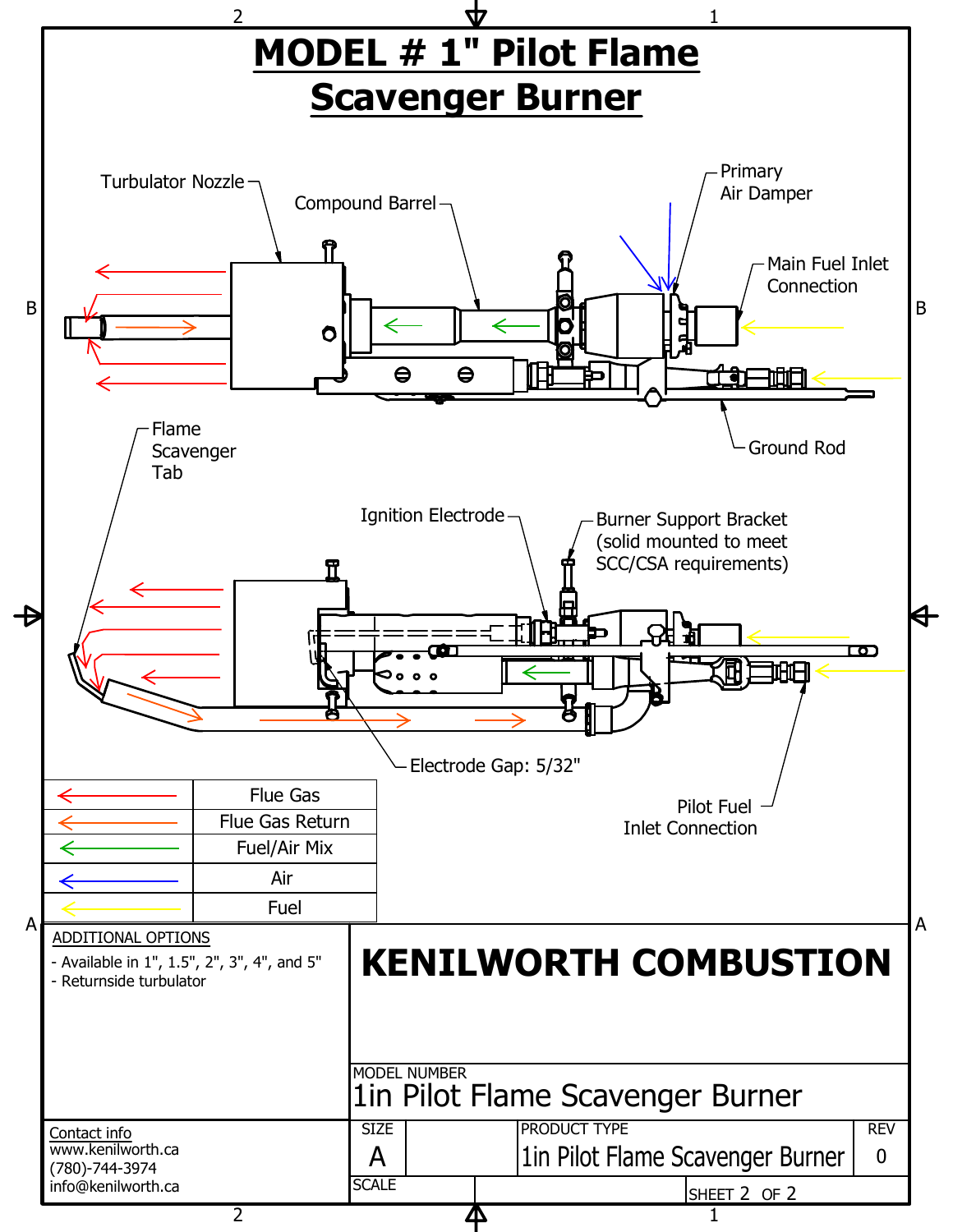# MODEL # 1" Pilot Flame Scavenger Burner

Turbulator Nozzle

Compound Barrel

Primary Air Damper

Main Fuel Inlet Connection

Ground Rod

Flame Scavenger Tab

Ignition Electrode

Burner Support Bracket (solid mounted to meet SCC/CSA requirements)

Electrode Gap: 5/32"

Pilot Fuel Inlet Connection

| | |
|---|---|
| ← (red) | Flue Gas |
| ← (orange) | Flue Gas Return |
| ← (green) | Fuel/Air Mix |
| ← (blue) | Air |
| ← (yellow) | Fuel |

ADDITIONAL OPTIONS

- Available in 1", 1.5", 2", 3", 4", and 5"
- Returnside turbulator

**KENILWORTH COMBUSTION**

MODEL NUMBER
1in Pilot Flame Scavenger Burner

| SIZE | | PRODUCT TYPE | REV |
|---|---|---|---|
| A | | 1in Pilot Flame Scavenger Burner | 0 |

SCALE

Contact info
www.kenilworth.ca
(780)-744-3974
info@kenilworth.ca